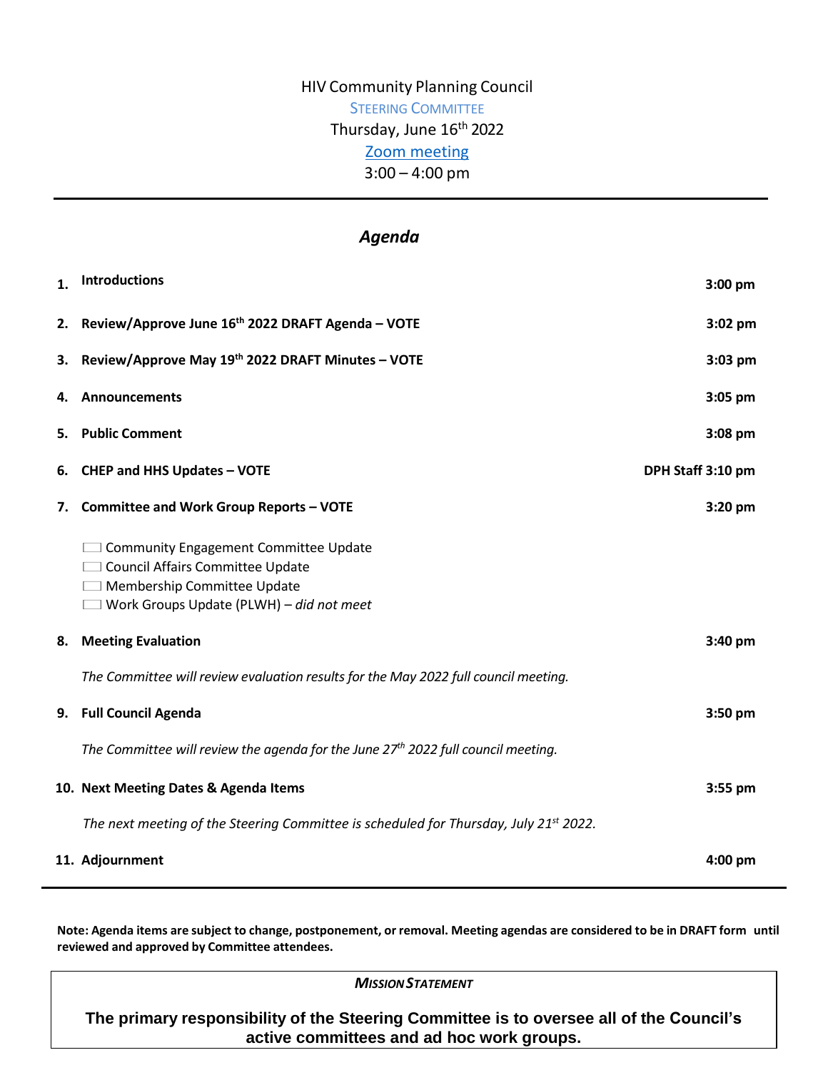HIV Community Planning Council

STEERING COMMITTEE

Thursday, June 16th 2022

[Zoom meeting]

3:00 – 4:00 pm

---

## *Agenda*

| | | |
|---|---|---|
| 1. | **Introductions** | **3:00 pm** |
| 2. | **Review/Approve June 16th 2022 DRAFT Agenda – VOTE** | **3:02 pm** |
| 3. | **Review/Approve May 19th 2022 DRAFT Minutes – VOTE** | **3:03 pm** |
| 4. | **Announcements** | **3:05 pm** |
| 5. | **Public Comment** | **3:08 pm** |
| 6. | **CHEP and HHS Updates – VOTE** | **DPH Staff 3:10 pm** |
| 7. | **Committee and Work Group Reports – VOTE** | **3:20 pm** |

- ☐ Community Engagement Committee Update
- ☐ Council Affairs Committee Update
- ☐ Membership Committee Update
- ☐ Work Groups Update (PLWH) – *did not meet*

| | | |
|---|---|---|
| 8. | **Meeting Evaluation** | **3:40 pm** |

*The Committee will review evaluation results for the May 2022 full council meeting.*

| | | |
|---|---|---|
| 9. | **Full Council Agenda** | **3:50 pm** |

*The Committee will review the agenda for the June 27th 2022 full council meeting.*

| | | |
|---|---|---|
| 10. | **Next Meeting Dates & Agenda Items** | **3:55 pm** |

*The next meeting of the Steering Committee is scheduled for Thursday, July 21st 2022.*

| | | |
|---|---|---|
| 11. | **Adjournment** | **4:00 pm** |

---

**Note: Agenda items are subject to change, postponement, or removal. Meeting agendas are considered to be in DRAFT form until reviewed and approved by Committee attendees.**

***MISSION STATEMENT***

**The primary responsibility of the Steering Committee is to oversee all of the Council's active committees and ad hoc work groups.**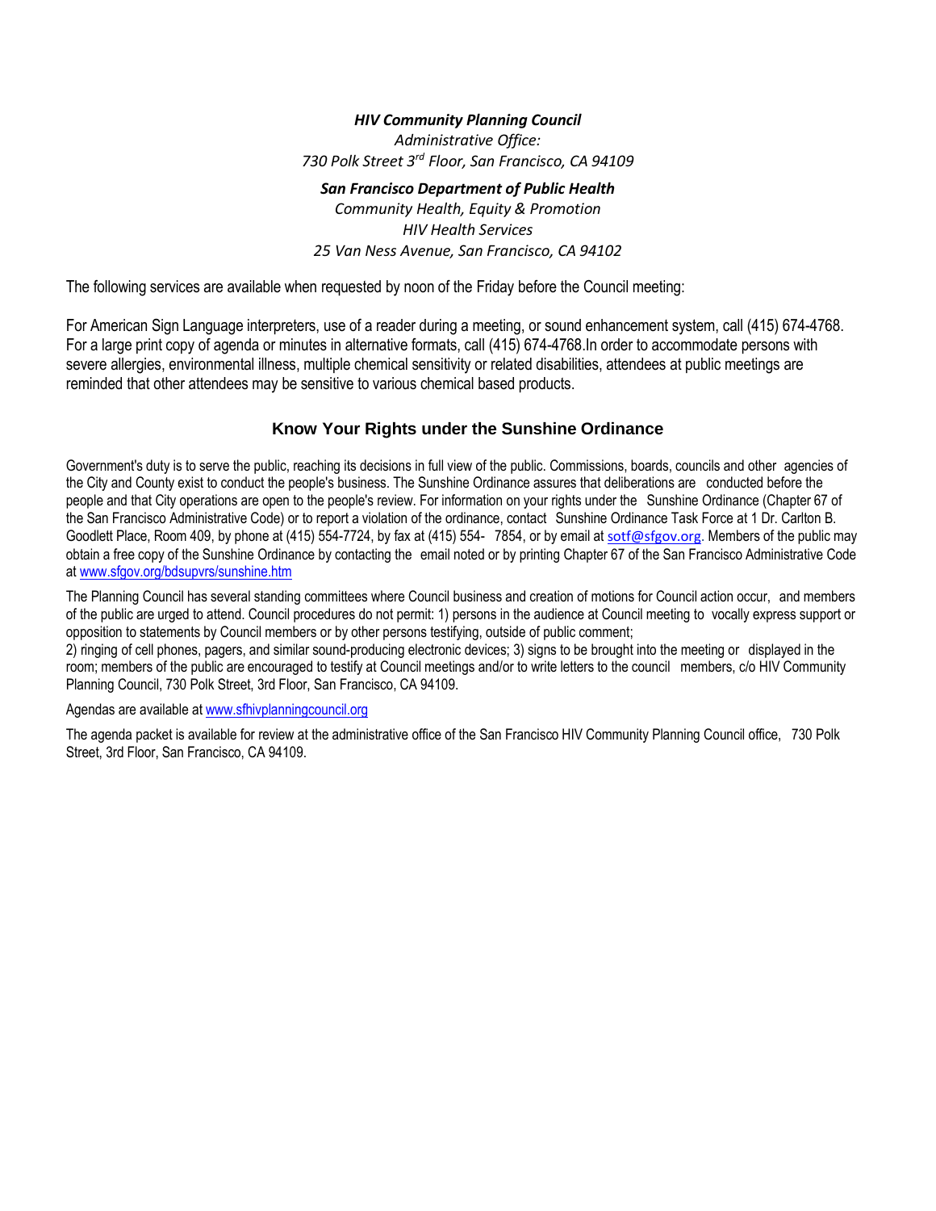***HIV Community Planning Council***

*Administrative Office:*

*730 Polk Street 3rd Floor, San Francisco, CA 94109*

***San Francisco Department of Public Health***

*Community Health, Equity & Promotion*

*HIV Health Services*

*25 Van Ness Avenue, San Francisco, CA 94102*

The following services are available when requested by noon of the Friday before the Council meeting:

For American Sign Language interpreters, use of a reader during a meeting, or sound enhancement system, call (415) 674-4768. For a large print copy of agenda or minutes in alternative formats, call (415) 674-4768.In order to accommodate persons with severe allergies, environmental illness, multiple chemical sensitivity or related disabilities, attendees at public meetings are reminded that other attendees may be sensitive to various chemical based products.

## Know Your Rights under the Sunshine Ordinance

Government's duty is to serve the public, reaching its decisions in full view of the public. Commissions, boards, councils and other agencies of the City and County exist to conduct the people's business. The Sunshine Ordinance assures that deliberations are conducted before the people and that City operations are open to the people's review. For information on your rights under the Sunshine Ordinance (Chapter 67 of the San Francisco Administrative Code) or to report a violation of the ordinance, contact Sunshine Ordinance Task Force at 1 Dr. Carlton B. Goodlett Place, Room 409, by phone at (415) 554-7724, by fax at (415) 554- 7854, or by email at sotf@sfgov.org. Members of the public may obtain a free copy of the Sunshine Ordinance by contacting the email noted or by printing Chapter 67 of the San Francisco Administrative Code at www.sfgov.org/bdsupvrs/sunshine.htm

The Planning Council has several standing committees where Council business and creation of motions for Council action occur, and members of the public are urged to attend. Council procedures do not permit: 1) persons in the audience at Council meeting to vocally express support or opposition to statements by Council members or by other persons testifying, outside of public comment;
2) ringing of cell phones, pagers, and similar sound-producing electronic devices; 3) signs to be brought into the meeting or displayed in the room; members of the public are encouraged to testify at Council meetings and/or to write letters to the council members, c/o HIV Community Planning Council, 730 Polk Street, 3rd Floor, San Francisco, CA 94109.

Agendas are available at www.sfhivplanningcouncil.org

The agenda packet is available for review at the administrative office of the San Francisco HIV Community Planning Council office, 730 Polk Street, 3rd Floor, San Francisco, CA 94109.